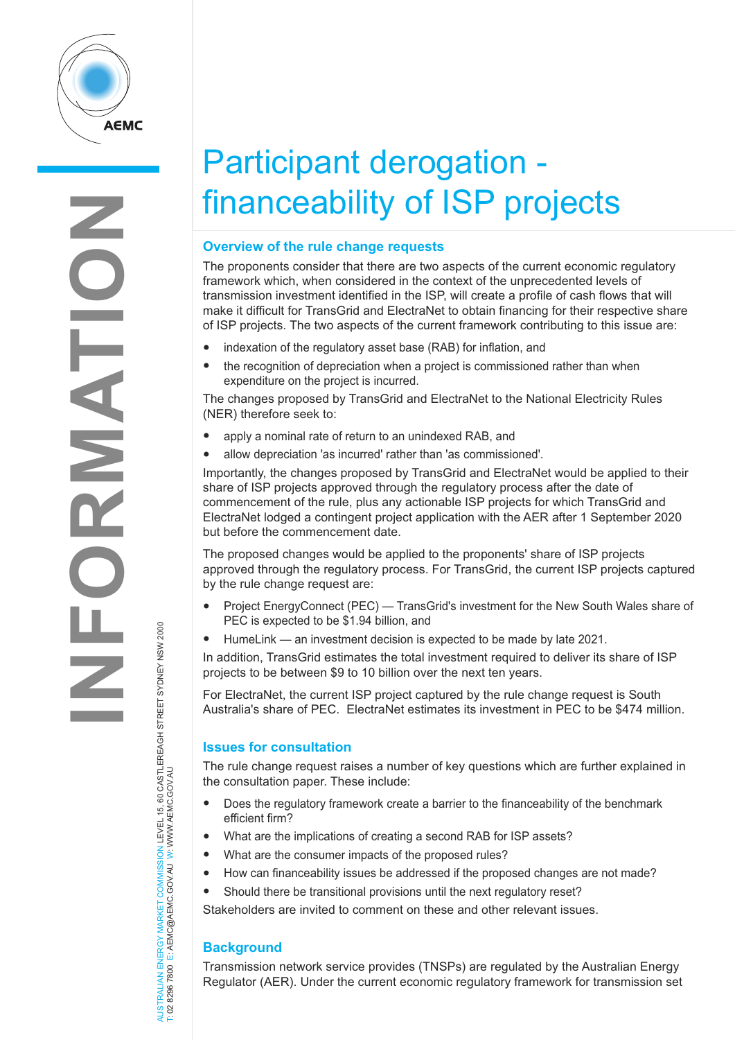# Participant derogation - financeability of ISP projects

## Overview of the rule change requests

The proponents consider that there are two aspects of the current economic regulatory framework which, when considered in the context of the unprecedented levels of transmission investment identified in the ISP, will create a profile of cash flows that will make it difficult for TransGrid and ElectraNet to obtain financing for their respective share of ISP projects. The two aspects of the current framework contributing to this issue are:

- indexation of the regulatory asset base (RAB) for inflation, and
- the recognition of depreciation when a project is commissioned rather than when expenditure on the project is incurred.

The changes proposed by TransGrid and ElectraNet to the National Electricity Rules (NER) therefore seek to:

- apply a nominal rate of return to an unindexed RAB, and
- allow depreciation 'as incurred' rather than 'as commissioned'.

Importantly, the changes proposed by TransGrid and ElectraNet would be applied to their share of ISP projects approved through the regulatory process after the date of commencement of the rule, plus any actionable ISP projects for which TransGrid and ElectraNet lodged a contingent project application with the AER after 1 September 2020 but before the commencement date.

The proposed changes would be applied to the proponents' share of ISP projects approved through the regulatory process. For TransGrid, the current ISP projects captured by the rule change request are:

- Project EnergyConnect (PEC) — TransGrid's investment for the New South Wales share of PEC is expected to be $1.94 billion, and
- HumeLink — an investment decision is expected to be made by late 2021.

In addition, TransGrid estimates the total investment required to deliver its share of ISP projects to be between $9 to 10 billion over the next ten years.

For ElectraNet, the current ISP project captured by the rule change request is South Australia's share of PEC. ElectraNet estimates its investment in PEC to be $474 million.

## Issues for consultation

The rule change request raises a number of key questions which are further explained in the consultation paper. These include:

- Does the regulatory framework create a barrier to the financeability of the benchmark efficient firm?
- What are the implications of creating a second RAB for ISP assets?
- What are the consumer impacts of the proposed rules?
- How can financeability issues be addressed if the proposed changes are not made?
- Should there be transitional provisions until the next regulatory reset?

Stakeholders are invited to comment on these and other relevant issues.

## Background

Transmission network service provides (TNSPs) are regulated by the Australian Energy Regulator (AER). Under the current economic regulatory framework for transmission set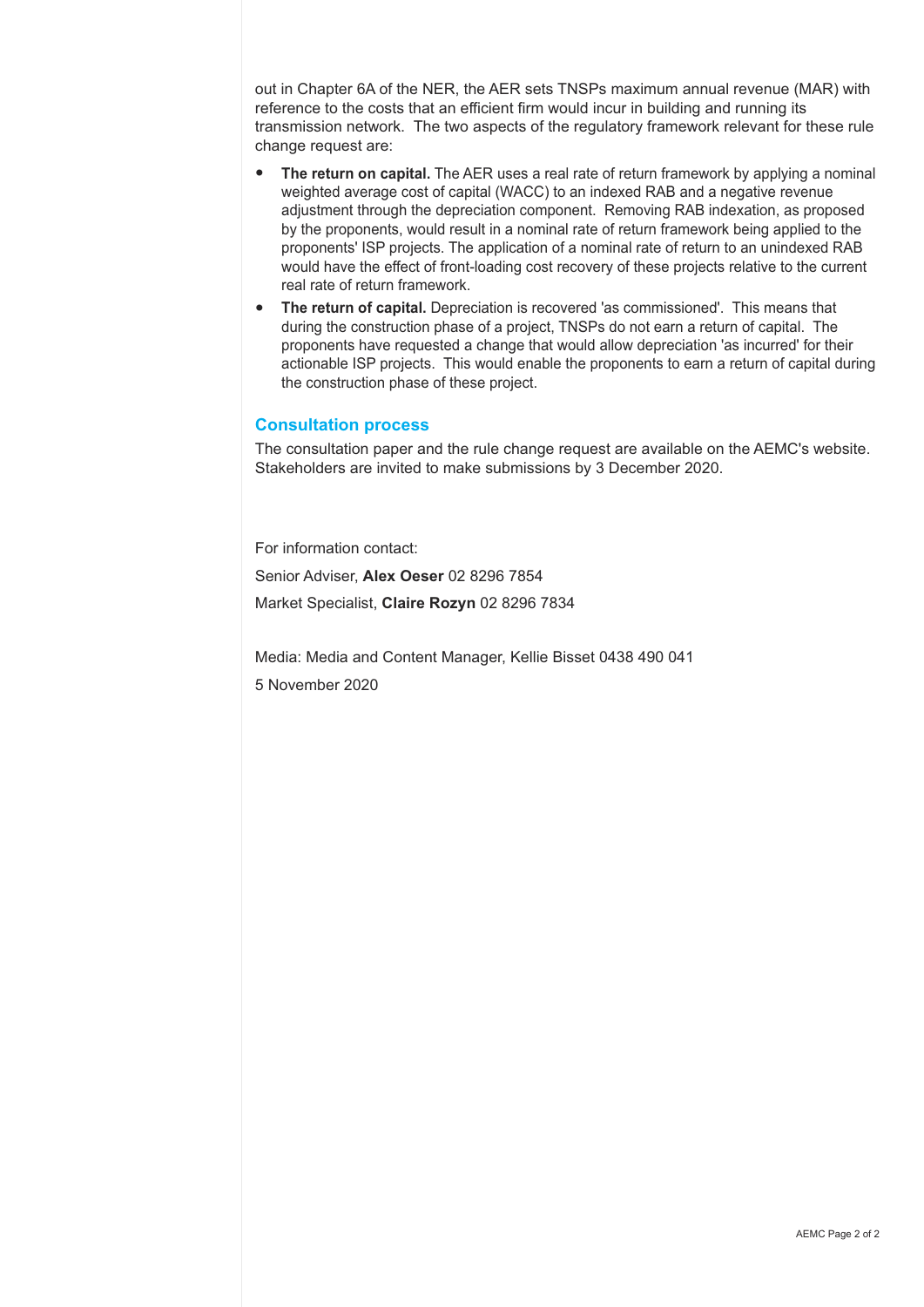out in Chapter 6A of the NER, the AER sets TNSPs maximum annual revenue (MAR) with reference to the costs that an efficient firm would incur in building and running its transmission network. The two aspects of the regulatory framework relevant for these rule change request are:

- **The return on capital.** The AER uses a real rate of return framework by applying a nominal weighted average cost of capital (WACC) to an indexed RAB and a negative revenue adjustment through the depreciation component. Removing RAB indexation, as proposed by the proponents, would result in a nominal rate of return framework being applied to the proponents' ISP projects. The application of a nominal rate of return to an unindexed RAB would have the effect of front-loading cost recovery of these projects relative to the current real rate of return framework.
- **The return of capital.** Depreciation is recovered 'as commissioned'. This means that during the construction phase of a project, TNSPs do not earn a return of capital. The proponents have requested a change that would allow depreciation 'as incurred' for their actionable ISP projects. This would enable the proponents to earn a return of capital during the construction phase of these project.

## Consultation process

The consultation paper and the rule change request are available on the AEMC's website. Stakeholders are invited to make submissions by 3 December 2020.

For information contact:

Senior Adviser, **Alex Oeser** 02 8296 7854

Market Specialist, **Claire Rozyn** 02 8296 7834

Media: Media and Content Manager, Kellie Bisset 0438 490 041

5 November 2020